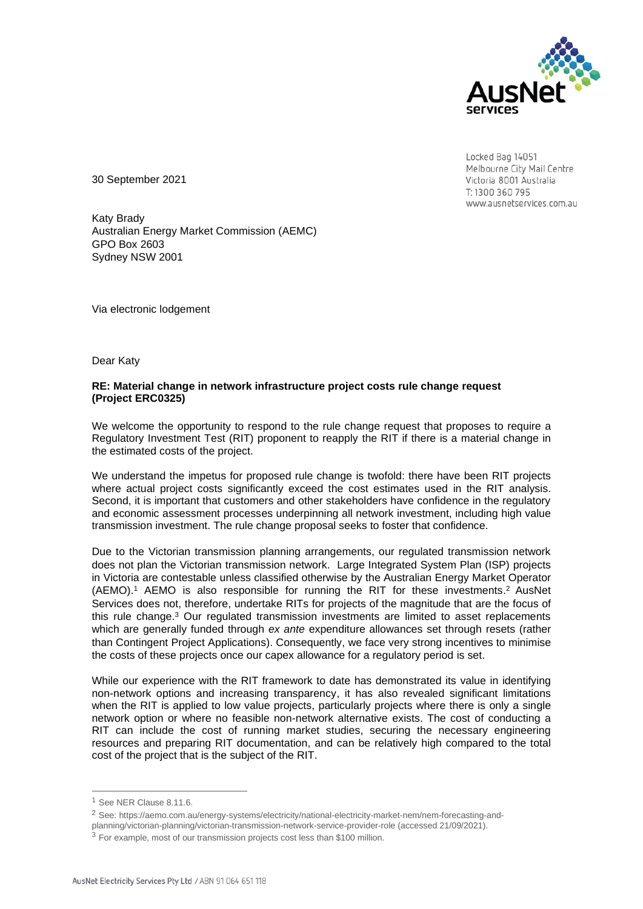Locked Bag 14051
Melbourne City Mail Centre
Victoria 8001 Australia
T: 1300 360 795
www.ausnetservices.com.au

30 September 2021

Katy Brady
Australian Energy Market Commission (AEMC)
GPO Box 2603
Sydney NSW 2001

Via electronic lodgement

Dear Katy

**RE: Material change in network infrastructure project costs rule change request (Project ERC0325)**

We welcome the opportunity to respond to the rule change request that proposes to require a Regulatory Investment Test (RIT) proponent to reapply the RIT if there is a material change in the estimated costs of the project.

We understand the impetus for proposed rule change is twofold: there have been RIT projects where actual project costs significantly exceed the cost estimates used in the RIT analysis. Second, it is important that customers and other stakeholders have confidence in the regulatory and economic assessment processes underpinning all network investment, including high value transmission investment. The rule change proposal seeks to foster that confidence.

Due to the Victorian transmission planning arrangements, our regulated transmission network does not plan the Victorian transmission network. Large Integrated System Plan (ISP) projects in Victoria are contestable unless classified otherwise by the Australian Energy Market Operator (AEMO).[1] AEMO is also responsible for running the RIT for these investments.[2] AusNet Services does not, therefore, undertake RITs for projects of the magnitude that are the focus of this rule change.[3] Our regulated transmission investments are limited to asset replacements which are generally funded through *ex ante* expenditure allowances set through resets (rather than Contingent Project Applications). Consequently, we face very strong incentives to minimise the costs of these projects once our capex allowance for a regulatory period is set.

While our experience with the RIT framework to date has demonstrated its value in identifying non-network options and increasing transparency, it has also revealed significant limitations when the RIT is applied to low value projects, particularly projects where there is only a single network option or where no feasible non-network alternative exists. The cost of conducting a RIT can include the cost of running market studies, securing the necessary engineering resources and preparing RIT documentation, and can be relatively high compared to the total cost of the project that is the subject of the RIT.

[1] See NER Clause 8.11.6.

[2] See: https://aemo.com.au/energy-systems/electricity/national-electricity-market-nem/nem-forecasting-and-planning/victorian-planning/victorian-transmission-network-service-provider-role (accessed 21/09/2021).

[3] For example, most of our transmission projects cost less than $100 million.

AusNet Electricity Services Pty Ltd / ABN 91 064 651 118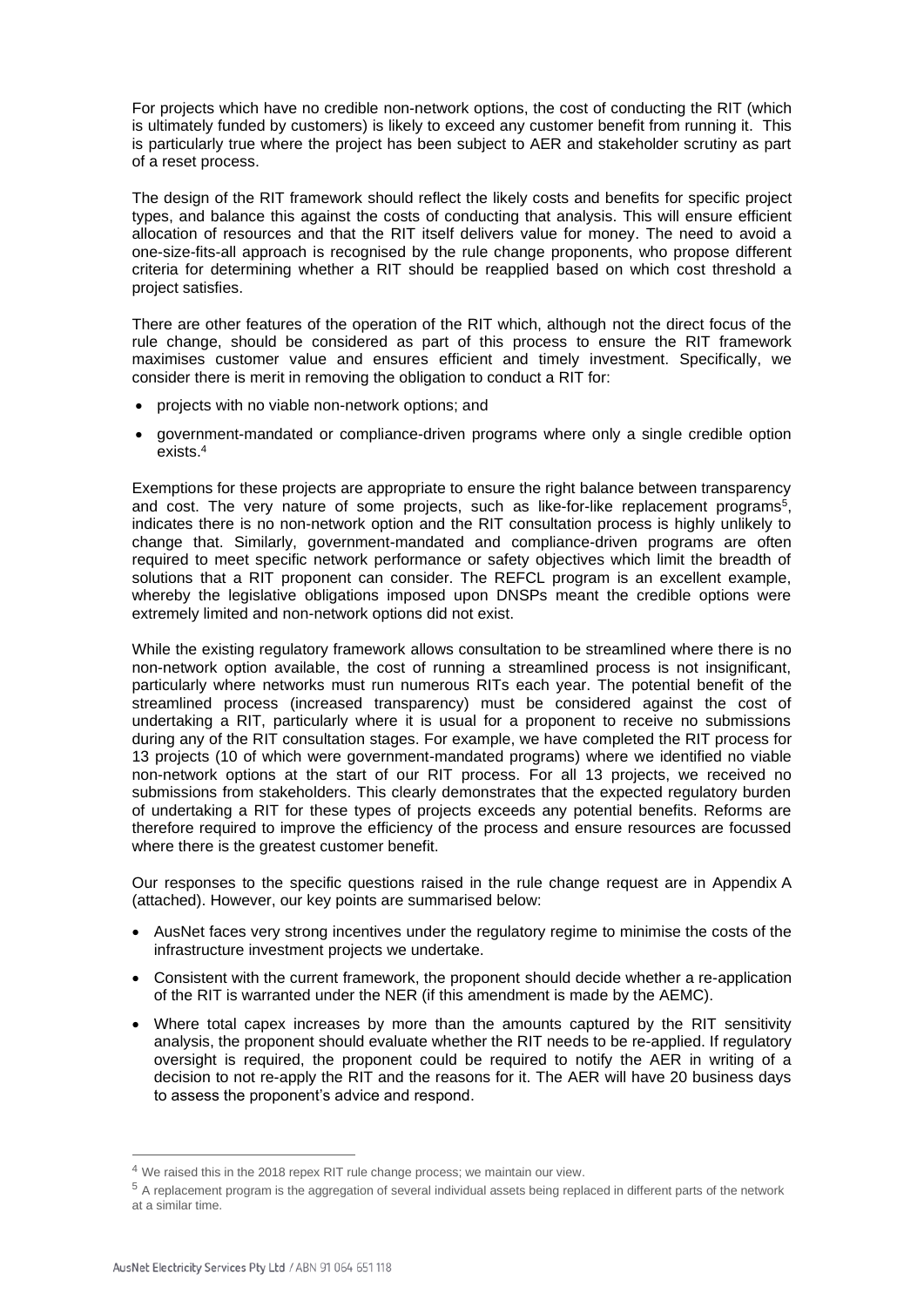For projects which have no credible non-network options, the cost of conducting the RIT (which is ultimately funded by customers) is likely to exceed any customer benefit from running it. This is particularly true where the project has been subject to AER and stakeholder scrutiny as part of a reset process.

The design of the RIT framework should reflect the likely costs and benefits for specific project types, and balance this against the costs of conducting that analysis. This will ensure efficient allocation of resources and that the RIT itself delivers value for money. The need to avoid a one-size-fits-all approach is recognised by the rule change proponents, who propose different criteria for determining whether a RIT should be reapplied based on which cost threshold a project satisfies.

There are other features of the operation of the RIT which, although not the direct focus of the rule change, should be considered as part of this process to ensure the RIT framework maximises customer value and ensures efficient and timely investment. Specifically, we consider there is merit in removing the obligation to conduct a RIT for:

- projects with no viable non-network options; and
- government-mandated or compliance-driven programs where only a single credible option exists.[4]

Exemptions for these projects are appropriate to ensure the right balance between transparency and cost. The very nature of some projects, such as like-for-like replacement programs[5], indicates there is no non-network option and the RIT consultation process is highly unlikely to change that. Similarly, government-mandated and compliance-driven programs are often required to meet specific network performance or safety objectives which limit the breadth of solutions that a RIT proponent can consider. The REFCL program is an excellent example, whereby the legislative obligations imposed upon DNSPs meant the credible options were extremely limited and non-network options did not exist.

While the existing regulatory framework allows consultation to be streamlined where there is no non-network option available, the cost of running a streamlined process is not insignificant, particularly where networks must run numerous RITs each year. The potential benefit of the streamlined process (increased transparency) must be considered against the cost of undertaking a RIT, particularly where it is usual for a proponent to receive no submissions during any of the RIT consultation stages. For example, we have completed the RIT process for 13 projects (10 of which were government-mandated programs) where we identified no viable non-network options at the start of our RIT process. For all 13 projects, we received no submissions from stakeholders. This clearly demonstrates that the expected regulatory burden of undertaking a RIT for these types of projects exceeds any potential benefits. Reforms are therefore required to improve the efficiency of the process and ensure resources are focussed where there is the greatest customer benefit.

Our responses to the specific questions raised in the rule change request are in Appendix A (attached). However, our key points are summarised below:

- AusNet faces very strong incentives under the regulatory regime to minimise the costs of the infrastructure investment projects we undertake.
- Consistent with the current framework, the proponent should decide whether a re-application of the RIT is warranted under the NER (if this amendment is made by the AEMC).
- Where total capex increases by more than the amounts captured by the RIT sensitivity analysis, the proponent should evaluate whether the RIT needs to be re-applied. If regulatory oversight is required, the proponent could be required to notify the AER in writing of a decision to not re-apply the RIT and the reasons for it. The AER will have 20 business days to assess the proponent's advice and respond.

---

[4] We raised this in the 2018 repex RIT rule change process; we maintain our view.

[5] A replacement program is the aggregation of several individual assets being replaced in different parts of the network at a similar time.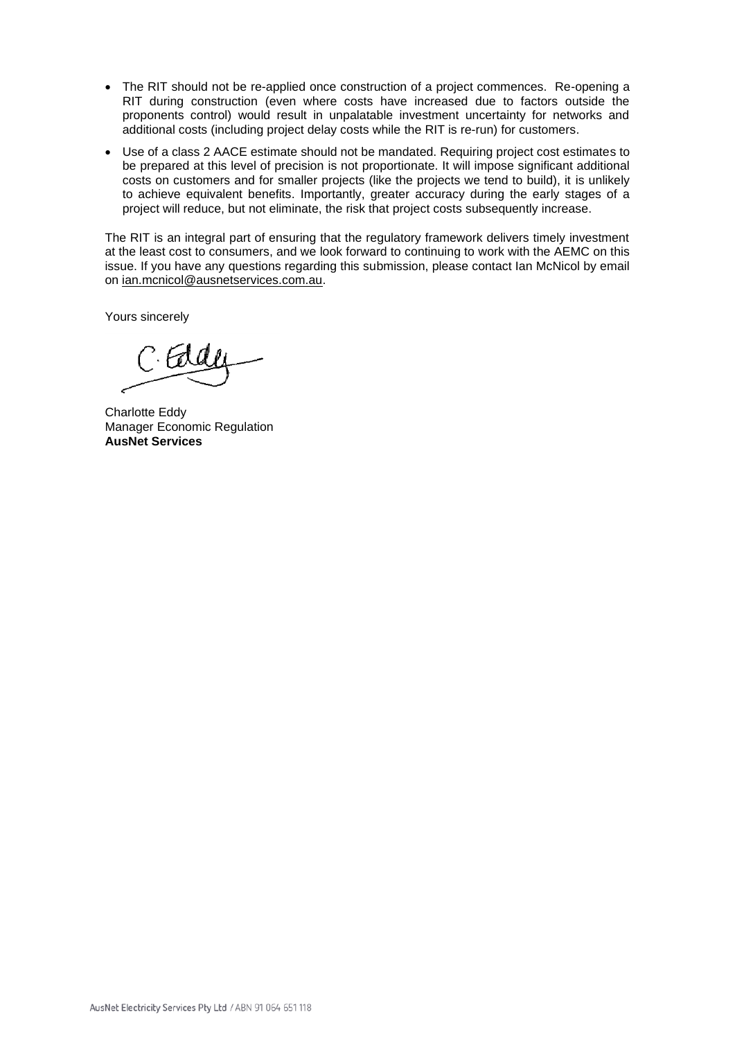- The RIT should not be re-applied once construction of a project commences. Re-opening a RIT during construction (even where costs have increased due to factors outside the proponents control) would result in unpalatable investment uncertainty for networks and additional costs (including project delay costs while the RIT is re-run) for customers.
- Use of a class 2 AACE estimate should not be mandated. Requiring project cost estimates to be prepared at this level of precision is not proportionate. It will impose significant additional costs on customers and for smaller projects (like the projects we tend to build), it is unlikely to achieve equivalent benefits. Importantly, greater accuracy during the early stages of a project will reduce, but not eliminate, the risk that project costs subsequently increase.

The RIT is an integral part of ensuring that the regulatory framework delivers timely investment at the least cost to consumers, and we look forward to continuing to work with the AEMC on this issue. If you have any questions regarding this submission, please contact Ian McNicol by email on ian.mcnicol@ausnetservices.com.au.

Yours sincerely

Charlotte Eddy
Manager Economic Regulation
**AusNet Services**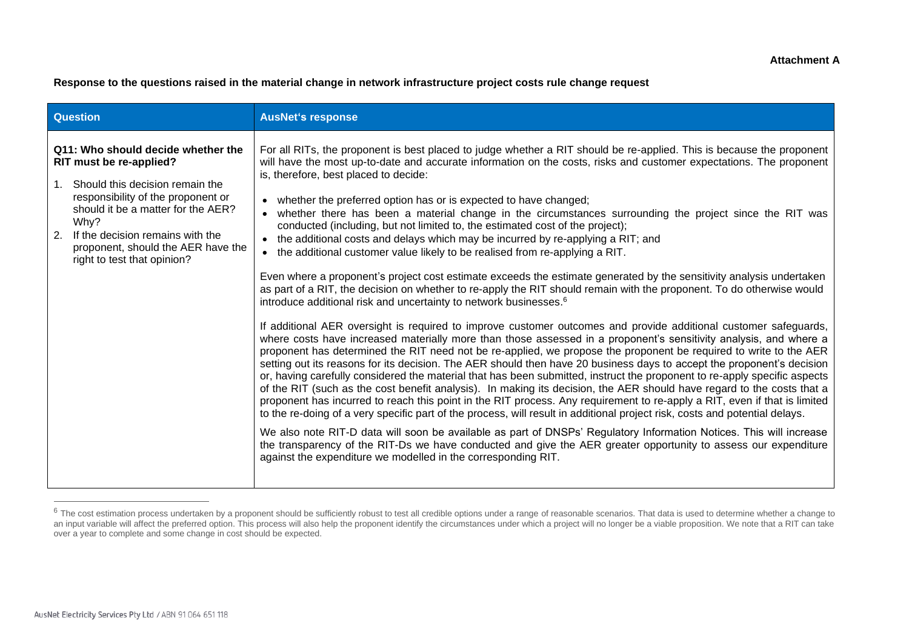**Attachment A**

**Response to the questions raised in the material change in network infrastructure project costs rule change request**

| Question | AusNet's response |
|---|---|
| **Q11: Who should decide whether the RIT must be re-applied?**<br><br>1. Should this decision remain the responsibility of the proponent or should it be a matter for the AER? Why?<br>2. If the decision remains with the proponent, should the AER have the right to test that opinion? | For all RITs, the proponent is best placed to judge whether a RIT should be re-applied. This is because the proponent will have the most up-to-date and accurate information on the costs, risks and customer expectations. The proponent is, therefore, best placed to decide:<br><br>• whether the preferred option has or is expected to have changed;<br>• whether there has been a material change in the circumstances surrounding the project since the RIT was conducted (including, but not limited to, the estimated cost of the project);<br>• the additional costs and delays which may be incurred by re-applying a RIT; and<br>• the additional customer value likely to be realised from re-applying a RIT.<br><br>Even where a proponent's project cost estimate exceeds the estimate generated by the sensitivity analysis undertaken as part of a RIT, the decision on whether to re-apply the RIT should remain with the proponent. To do otherwise would introduce additional risk and uncertainty to network businesses.[6]<br><br>If additional AER oversight is required to improve customer outcomes and provide additional customer safeguards, where costs have increased materially more than those assessed in a proponent's sensitivity analysis, and where a proponent has determined the RIT need not be re-applied, we propose the proponent be required to write to the AER setting out its reasons for its decision. The AER should then have 20 business days to accept the proponent's decision or, having carefully considered the material that has been submitted, instruct the proponent to re-apply specific aspects of the RIT (such as the cost benefit analysis). In making its decision, the AER should have regard to the costs that a proponent has incurred to reach this point in the RIT process. Any requirement to re-apply a RIT, even if that is limited to the re-doing of a very specific part of the process, will result in additional project risk, costs and potential delays.<br><br>We also note RIT-D data will soon be available as part of DNSPs' Regulatory Information Notices. This will increase the transparency of the RIT-Ds we have conducted and give the AER greater opportunity to assess our expenditure against the expenditure we modelled in the corresponding RIT. |

[6] The cost estimation process undertaken by a proponent should be sufficiently robust to test all credible options under a range of reasonable scenarios. That data is used to determine whether a change to an input variable will affect the preferred option. This process will also help the proponent identify the circumstances under which a project will no longer be a viable proposition. We note that a RIT can take over a year to complete and some change in cost should be expected.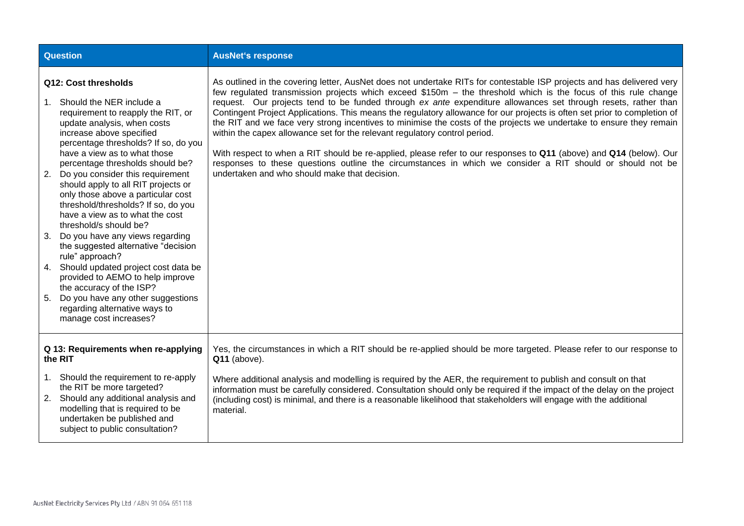| Question | AusNet's response |
| --- | --- |
| **Q12: Cost thresholds**<br><br>1. Should the NER include a requirement to reapply the RIT, or update analysis, when costs increase above specified percentage thresholds? If so, do you have a view as to what those percentage thresholds should be?<br>2. Do you consider this requirement should apply to all RIT projects or only those above a particular cost threshold/thresholds? If so, do you have a view as to what the cost threshold/s should be?<br>3. Do you have any views regarding the suggested alternative "decision rule" approach?<br>4. Should updated project cost data be provided to AEMO to help improve the accuracy of the ISP?<br>5. Do you have any other suggestions regarding alternative ways to manage cost increases? | As outlined in the covering letter, AusNet does not undertake RITs for contestable ISP projects and has delivered very few regulated transmission projects which exceed $150m – the threshold which is the focus of this rule change request. Our projects tend to be funded through *ex ante* expenditure allowances set through resets, rather than Contingent Project Applications. This means the regulatory allowance for our projects is often set prior to completion of the RIT and we face very strong incentives to minimise the costs of the projects we undertake to ensure they remain within the capex allowance set for the relevant regulatory control period.<br><br>With respect to when a RIT should be re-applied, please refer to our responses to **Q11** (above) and **Q14** (below). Our responses to these questions outline the circumstances in which we consider a RIT should or should not be undertaken and who should make that decision. |
| **Q 13: Requirements when re-applying the RIT**<br><br>1. Should the requirement to re-apply the RIT be more targeted?<br>2. Should any additional analysis and modelling that is required to be undertaken be published and subject to public consultation? | Yes, the circumstances in which a RIT should be re-applied should be more targeted. Please refer to our response to **Q11** (above).<br><br>Where additional analysis and modelling is required by the AER, the requirement to publish and consult on that information must be carefully considered. Consultation should only be required if the impact of the delay on the project (including cost) is minimal, and there is a reasonable likelihood that stakeholders will engage with the additional material. |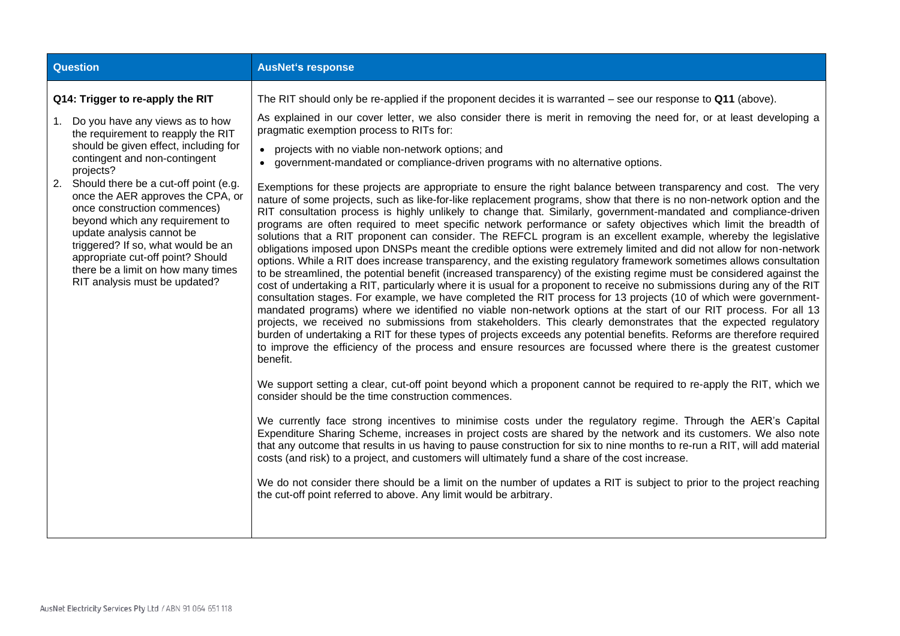| Question | AusNet's response |
| --- | --- |
| **Q14: Trigger to re-apply the RIT**<br><br>1. Do you have any views as to how the requirement to reapply the RIT should be given effect, including for contingent and non-contingent projects?<br>2. Should there be a cut-off point (e.g. once the AER approves the CPA, or once construction commences) beyond which any requirement to update analysis cannot be triggered? If so, what would be an appropriate cut-off point? Should there be a limit on how many times RIT analysis must be updated? | The RIT should only be re-applied if the proponent decides it is warranted – see our response to **Q11** (above).<br><br>As explained in our cover letter, we also consider there is merit in removing the need for, or at least developing a pragmatic exemption process to RITs for:<br><br>• projects with no viable non-network options; and<br>• government-mandated or compliance-driven programs with no alternative options.<br><br>Exemptions for these projects are appropriate to ensure the right balance between transparency and cost. The very nature of some projects, such as like-for-like replacement programs, show that there is no non-network option and the RIT consultation process is highly unlikely to change that. Similarly, government-mandated and compliance-driven programs are often required to meet specific network performance or safety objectives which limit the breadth of solutions that a RIT proponent can consider. The REFCL program is an excellent example, whereby the legislative obligations imposed upon DNSPs meant the credible options were extremely limited and did not allow for non-network options. While a RIT does increase transparency, and the existing regulatory framework sometimes allows consultation to be streamlined, the potential benefit (increased transparency) of the existing regime must be considered against the cost of undertaking a RIT, particularly where it is usual for a proponent to receive no submissions during any of the RIT consultation stages. For example, we have completed the RIT process for 13 projects (10 of which were government-mandated programs) where we identified no viable non-network options at the start of our RIT process. For all 13 projects, we received no submissions from stakeholders. This clearly demonstrates that the expected regulatory burden of undertaking a RIT for these types of projects exceeds any potential benefits. Reforms are therefore required to improve the efficiency of the process and ensure resources are focussed where there is the greatest customer benefit.<br><br>We support setting a clear, cut-off point beyond which a proponent cannot be required to re-apply the RIT, which we consider should be the time construction commences.<br><br>We currently face strong incentives to minimise costs under the regulatory regime. Through the AER's Capital Expenditure Sharing Scheme, increases in project costs are shared by the network and its customers. We also note that any outcome that results in us having to pause construction for six to nine months to re-run a RIT, will add material costs (and risk) to a project, and customers will ultimately fund a share of the cost increase.<br><br>We do not consider there should be a limit on the number of updates a RIT is subject to prior to the project reaching the cut-off point referred to above. Any limit would be arbitrary. |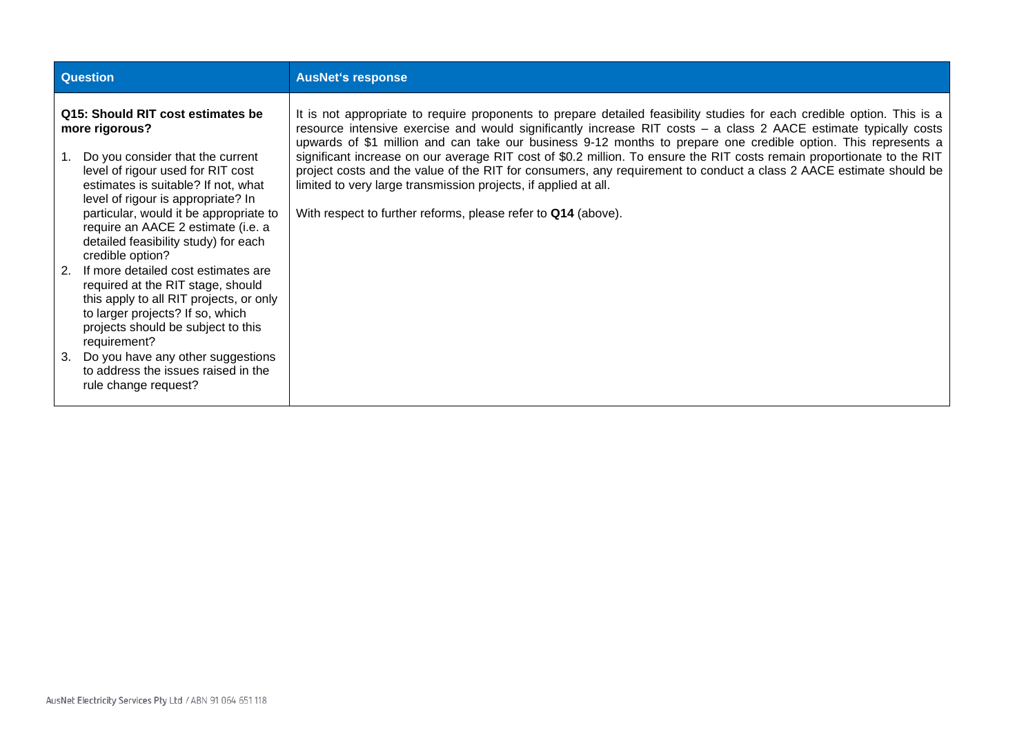| Question | AusNet's response |
|---|---|
| **Q15: Should RIT cost estimates be more rigorous?**<br><br>1. Do you consider that the current level of rigour used for RIT cost estimates is suitable? If not, what level of rigour is appropriate? In particular, would it be appropriate to require an AACE 2 estimate (i.e. a detailed feasibility study) for each credible option?<br>2. If more detailed cost estimates are required at the RIT stage, should this apply to all RIT projects, or only to larger projects? If so, which projects should be subject to this requirement?<br>3. Do you have any other suggestions to address the issues raised in the rule change request? | It is not appropriate to require proponents to prepare detailed feasibility studies for each credible option. This is a resource intensive exercise and would significantly increase RIT costs – a class 2 AACE estimate typically costs upwards of $1 million and can take our business 9-12 months to prepare one credible option. This represents a significant increase on our average RIT cost of $0.2 million. To ensure the RIT costs remain proportionate to the RIT project costs and the value of the RIT for consumers, any requirement to conduct a class 2 AACE estimate should be limited to very large transmission projects, if applied at all.<br><br>With respect to further reforms, please refer to **Q14** (above). |

AusNet Electricity Services Pty Ltd / ABN 91 064 651 118